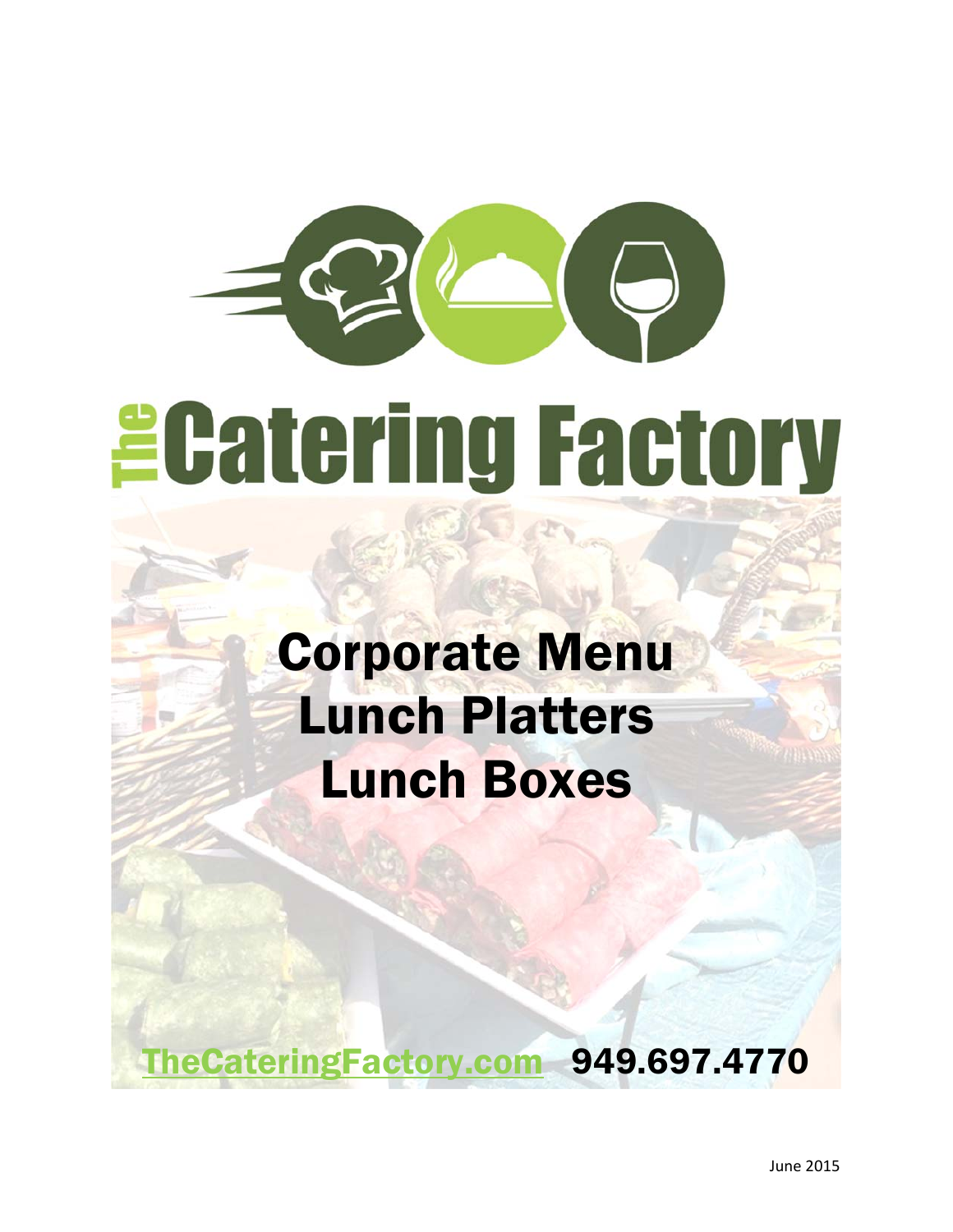# The Catering Factory

## Corporate Menu
## Lunch Platters
## Lunch Boxes

[TheCateringFactory.com](http://TheCateringFactory.com) **949.697.4770**

June 2015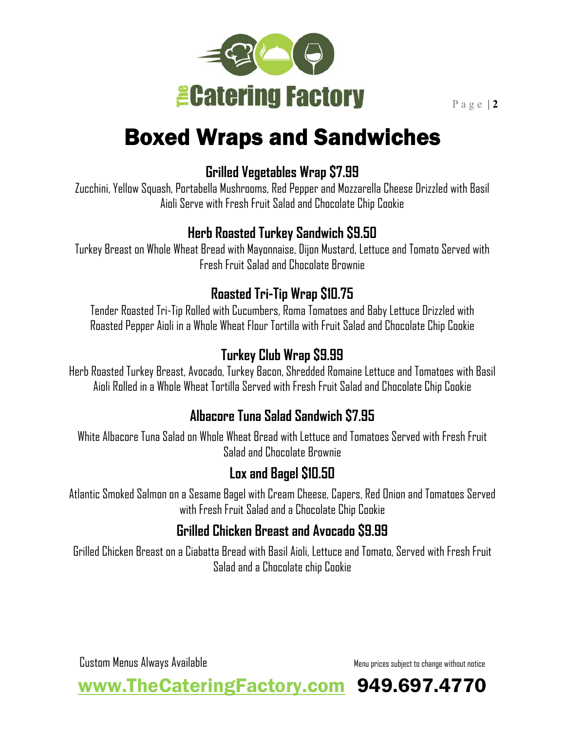# Boxed Wraps and Sandwiches

### Grilled Vegetables Wrap $7.99

Zucchini, Yellow Squash, Portabella Mushrooms, Red Pepper and Mozzarella Cheese Drizzled with Basil Aioli Serve with Fresh Fruit Salad and Chocolate Chip Cookie

### Herb Roasted Turkey Sandwich $9.50

Turkey Breast on Whole Wheat Bread with Mayonnaise, Dijon Mustard, Lettuce and Tomato Served with Fresh Fruit Salad and Chocolate Brownie

### Roasted Tri-Tip Wrap $10.75

Tender Roasted Tri-Tip Rolled with Cucumbers, Roma Tomatoes and Baby Lettuce Drizzled with Roasted Pepper Aioli in a Whole Wheat Flour Tortilla with Fruit Salad and Chocolate Chip Cookie

### Turkey Club Wrap $9.99

Herb Roasted Turkey Breast, Avocado, Turkey Bacon, Shredded Romaine Lettuce and Tomatoes with Basil Aioli Rolled in a Whole Wheat Tortilla Served with Fresh Fruit Salad and Chocolate Chip Cookie

### Albacore Tuna Salad Sandwich $7.95

White Albacore Tuna Salad on Whole Wheat Bread with Lettuce and Tomatoes Served with Fresh Fruit Salad and Chocolate Brownie

### Lox and Bagel $10.50

Atlantic Smoked Salmon on a Sesame Bagel with Cream Cheese, Capers, Red Onion and Tomatoes Served with Fresh Fruit Salad and a Chocolate Chip Cookie

### Grilled Chicken Breast and Avocado $9.99

Grilled Chicken Breast on a Ciabatta Bread with Basil Aioli, Lettuce and Tomato, Served with Fresh Fruit Salad and a Chocolate chip Cookie

Custom Menus Always Available

Menu prices subject to change without notice

www.TheCateringFactory.com 949.697.4770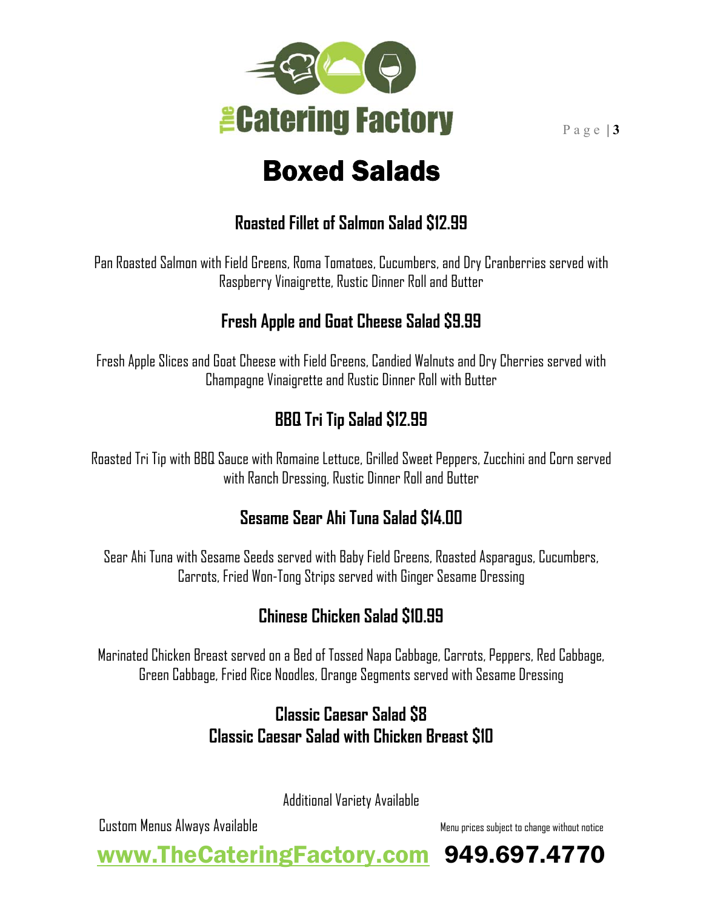# Boxed Salads

### Roasted Fillet of Salmon Salad $12.99

Pan Roasted Salmon with Field Greens, Roma Tomatoes, Cucumbers, and Dry Cranberries served with Raspberry Vinaigrette, Rustic Dinner Roll and Butter

### Fresh Apple and Goat Cheese Salad $9.99

Fresh Apple Slices and Goat Cheese with Field Greens, Candied Walnuts and Dry Cherries served with Champagne Vinaigrette and Rustic Dinner Roll with Butter

### BBQ Tri Tip Salad $12.99

Roasted Tri Tip with BBQ Sauce with Romaine Lettuce, Grilled Sweet Peppers, Zucchini and Corn served with Ranch Dressing, Rustic Dinner Roll and Butter

### Sesame Sear Ahi Tuna Salad $14.00

Sear Ahi Tuna with Sesame Seeds served with Baby Field Greens, Roasted Asparagus, Cucumbers, Carrots, Fried Won-Tong Strips served with Ginger Sesame Dressing

### Chinese Chicken Salad $10.99

Marinated Chicken Breast served on a Bed of Tossed Napa Cabbage, Carrots, Peppers, Red Cabbage, Green Cabbage, Fried Rice Noodles, Orange Segments served with Sesame Dressing

### Classic Caesar Salad $8
### Classic Caesar Salad with Chicken Breast $10

Additional Variety Available

Custom Menus Always Available

Menu prices subject to change without notice

www.TheCateringFactory.com 949.697.4770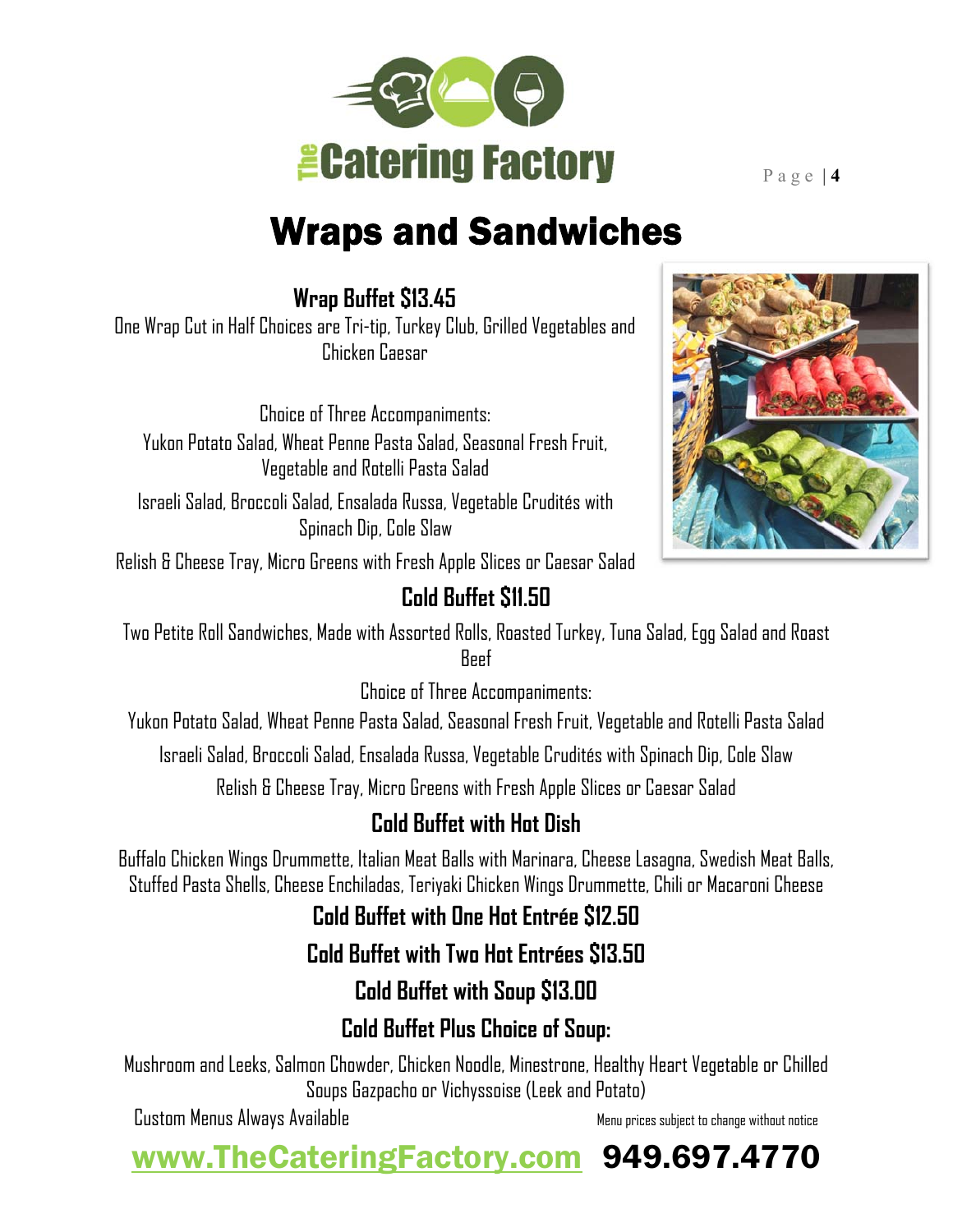# Wraps and Sandwiches

## Wrap Buffet $13.45

One Wrap Cut in Half Choices are Tri-tip, Turkey Club, Grilled Vegetables and Chicken Caesar

Choice of Three Accompaniments:

Yukon Potato Salad, Wheat Penne Pasta Salad, Seasonal Fresh Fruit, Vegetable and Rotelli Pasta Salad

Israeli Salad, Broccoli Salad, Ensalada Russa, Vegetable Crudités with Spinach Dip, Cole Slaw

Relish & Cheese Tray, Micro Greens with Fresh Apple Slices or Caesar Salad

## Cold Buffet $11.50

Two Petite Roll Sandwiches, Made with Assorted Rolls, Roasted Turkey, Tuna Salad, Egg Salad and Roast Beef

Choice of Three Accompaniments:

Yukon Potato Salad, Wheat Penne Pasta Salad, Seasonal Fresh Fruit, Vegetable and Rotelli Pasta Salad

Israeli Salad, Broccoli Salad, Ensalada Russa, Vegetable Crudités with Spinach Dip, Cole Slaw

Relish & Cheese Tray, Micro Greens with Fresh Apple Slices or Caesar Salad

## Cold Buffet with Hot Dish

Buffalo Chicken Wings Drummette, Italian Meat Balls with Marinara, Cheese Lasagna, Swedish Meat Balls, Stuffed Pasta Shells, Cheese Enchiladas, Teriyaki Chicken Wings Drummette, Chili or Macaroni Cheese

## Cold Buffet with One Hot Entrée $12.50

## Cold Buffet with Two Hot Entrées $13.50

## Cold Buffet with Soup $13.00

## Cold Buffet Plus Choice of Soup:

Mushroom and Leeks, Salmon Chowder, Chicken Noodle, Minestrone, Healthy Heart Vegetable or Chilled Soups Gazpacho or Vichyssoise (Leek and Potato)

Custom Menus Always Available

Menu prices subject to change without notice

www.TheCateringFactory.com 949.697.4770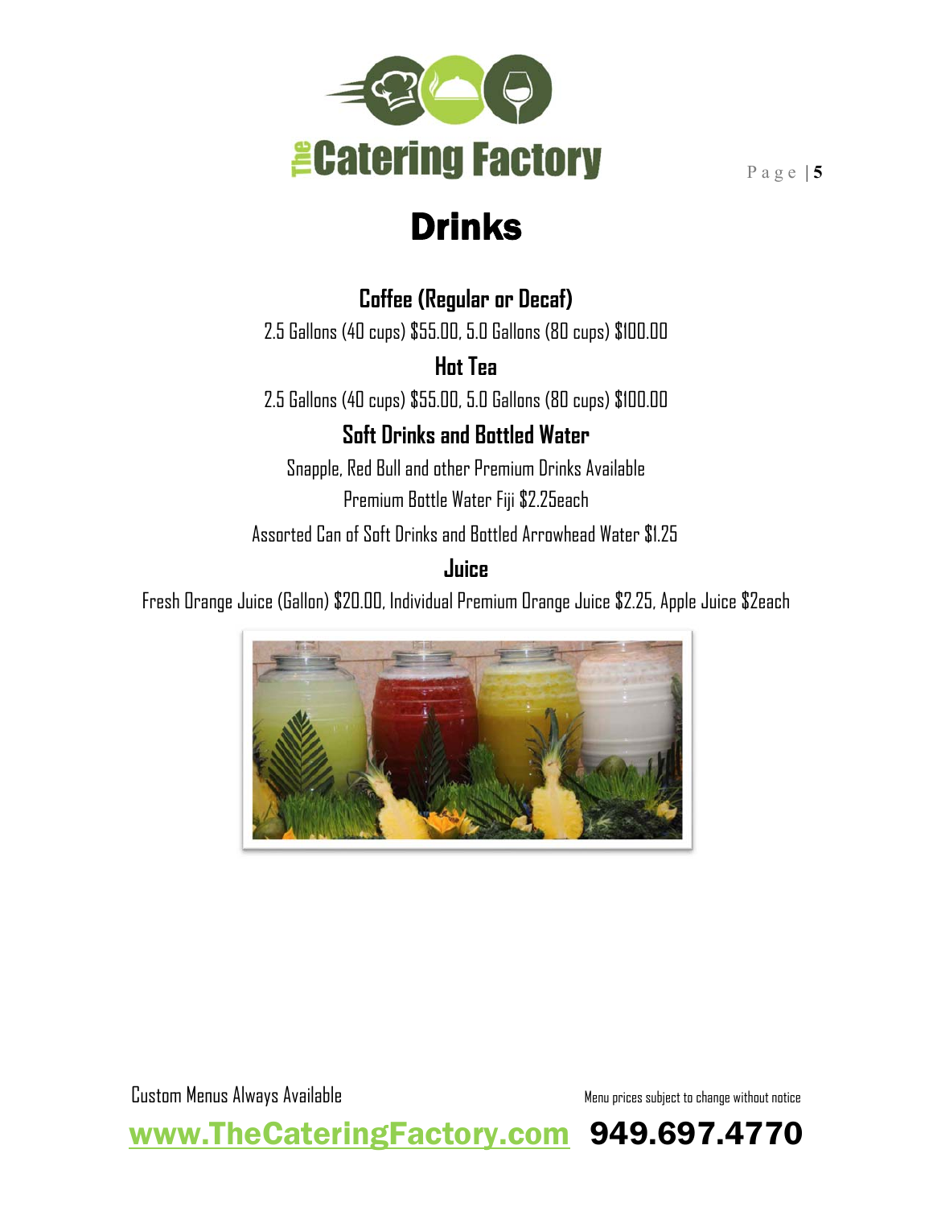# Drinks

### Coffee (Regular or Decaf)

2.5 Gallons (40 cups) $55.00, 5.0 Gallons (80 cups) $100.00

### Hot Tea

2.5 Gallons (40 cups) $55.00, 5.0 Gallons (80 cups) $100.00

### Soft Drinks and Bottled Water

Snapple, Red Bull and other Premium Drinks Available

Premium Bottle Water Fiji $2.25each

Assorted Can of Soft Drinks and Bottled Arrowhead Water $1.25

### Juice

Fresh Orange Juice (Gallon) $20.00, Individual Premium Orange Juice $2.25, Apple Juice $2each

Custom Menus Always Available

Menu prices subject to change without notice

www.TheCateringFactory.com 949.697.4770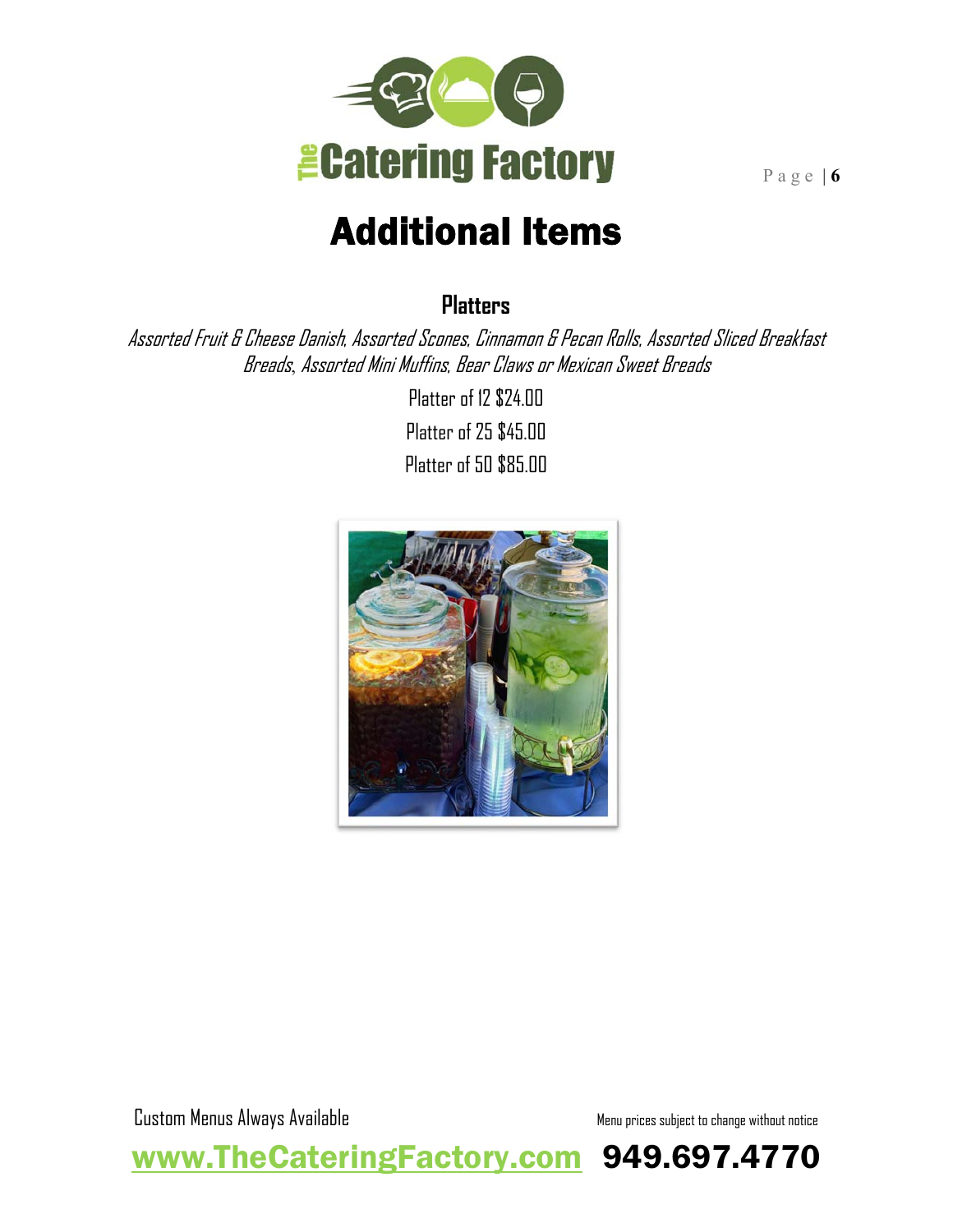# Additional Items

## Platters

*Assorted Fruit & Cheese Danish, Assorted Scones, Cinnamon & Pecan Rolls, Assorted Sliced Breakfast Breads, Assorted Mini Muffins, Bear Claws or Mexican Sweet Breads*

Platter of 12 $24.00

Platter of 25 $45.00

Platter of 50 $85.00

Custom Menus Always Available

Menu prices subject to change without notice

www.TheCateringFactory.com 949.697.4770